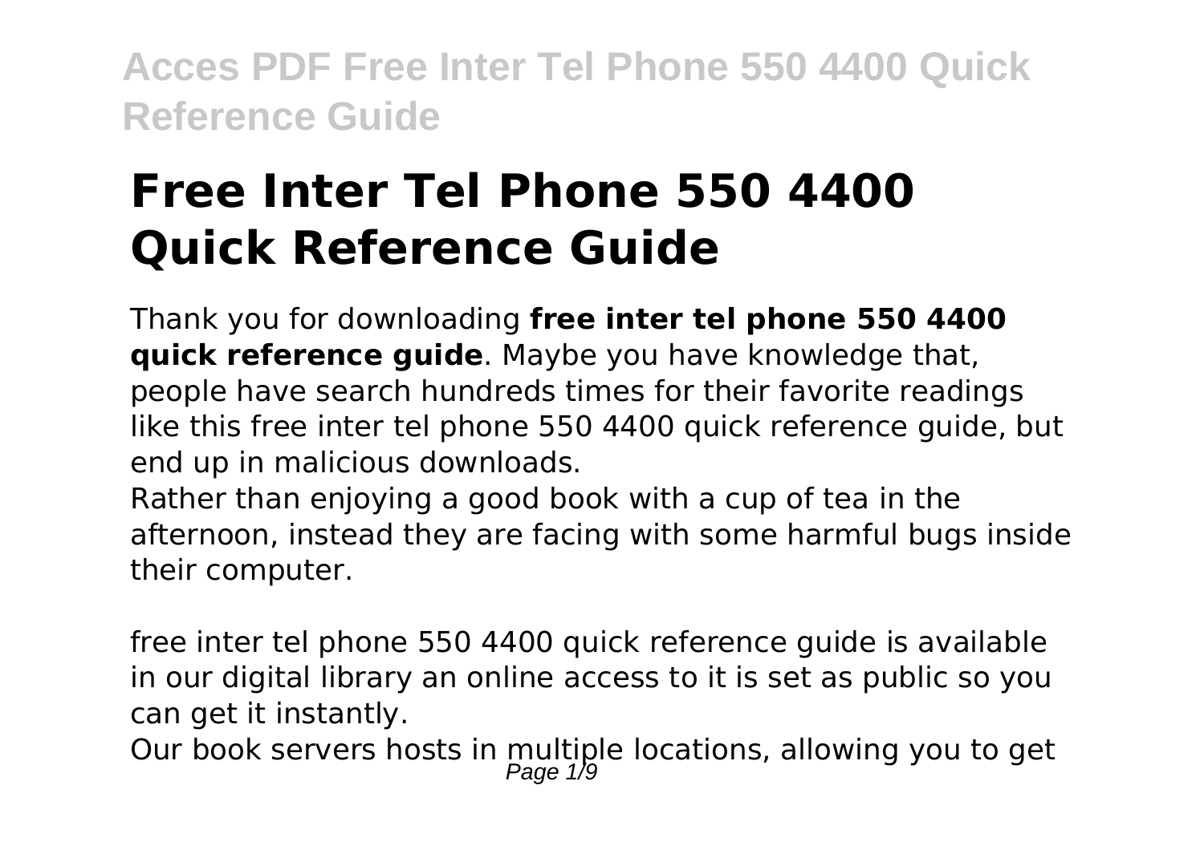# Free Inter Tel Phone 550 4400 Quick Reference Guide

Thank you for downloading **free inter tel phone 550 4400 quick reference guide**. Maybe you have knowledge that, people have search hundreds times for their favorite readings like this free inter tel phone 550 4400 quick reference guide, but end up in malicious downloads.

Rather than enjoying a good book with a cup of tea in the afternoon, instead they are facing with some harmful bugs inside their computer.

free inter tel phone 550 4400 quick reference guide is available in our digital library an online access to it is set as public so you can get it instantly.

Our book servers hosts in multiple locations, allowing you to get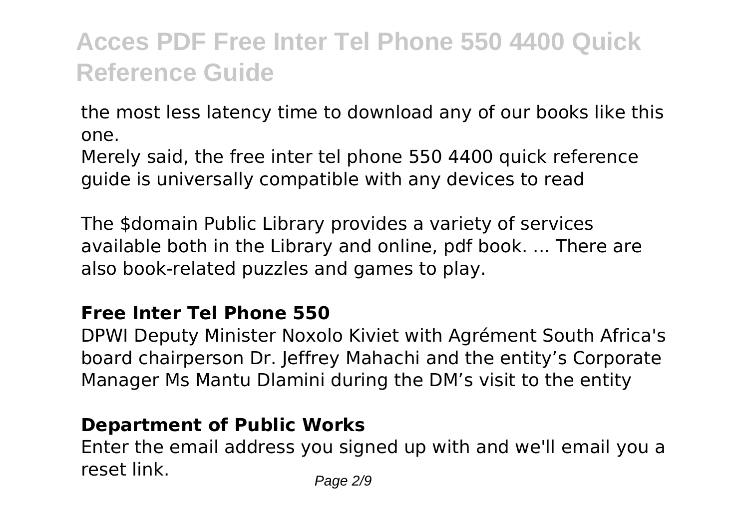the most less latency time to download any of our books like this one.

Merely said, the free inter tel phone 550 4400 quick reference guide is universally compatible with any devices to read

The $domain Public Library provides a variety of services available both in the Library and online, pdf book. ... There are also book-related puzzles and games to play.

**Free Inter Tel Phone 550**

DPWI Deputy Minister Noxolo Kiviet with Agrément South Africa's board chairperson Dr. Jeffrey Mahachi and the entity's Corporate Manager Ms Mantu Dlamini during the DM's visit to the entity

**Department of Public Works**

Enter the email address you signed up with and we'll email you a reset link.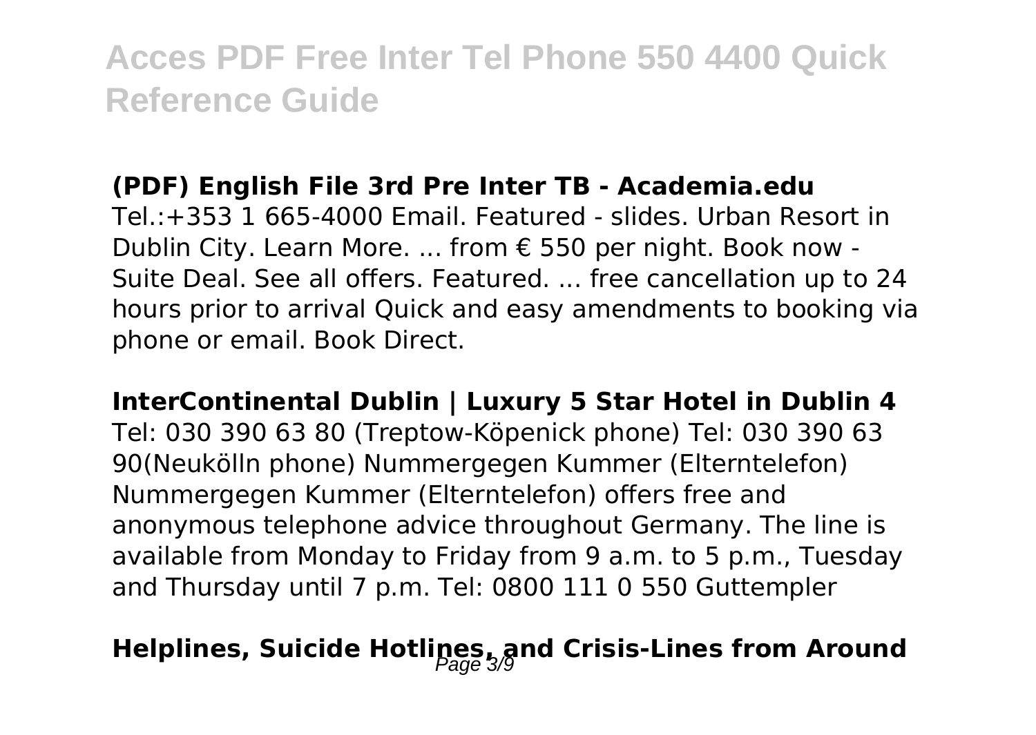**(PDF) English File 3rd Pre Inter TB - Academia.edu**

Tel.:+353 1 665-4000 Email. Featured - slides. Urban Resort in Dublin City. Learn More. ... from € 550 per night. Book now - Suite Deal. See all offers. Featured. ... free cancellation up to 24 hours prior to arrival Quick and easy amendments to booking via phone or email. Book Direct.

**InterContinental Dublin | Luxury 5 Star Hotel in Dublin 4**

Tel: 030 390 63 80 (Treptow-Köpenick phone) Tel: 030 390 63 90(Neukölln phone) Nummergegen Kummer (Elterntelefon) Nummergegen Kummer (Elterntelefon) offers free and anonymous telephone advice throughout Germany. The line is available from Monday to Friday from 9 a.m. to 5 p.m., Tuesday and Thursday until 7 p.m. Tel: 0800 111 0 550 Guttempler

**Helplines, Suicide Hotlines, and Crisis-Lines from Around**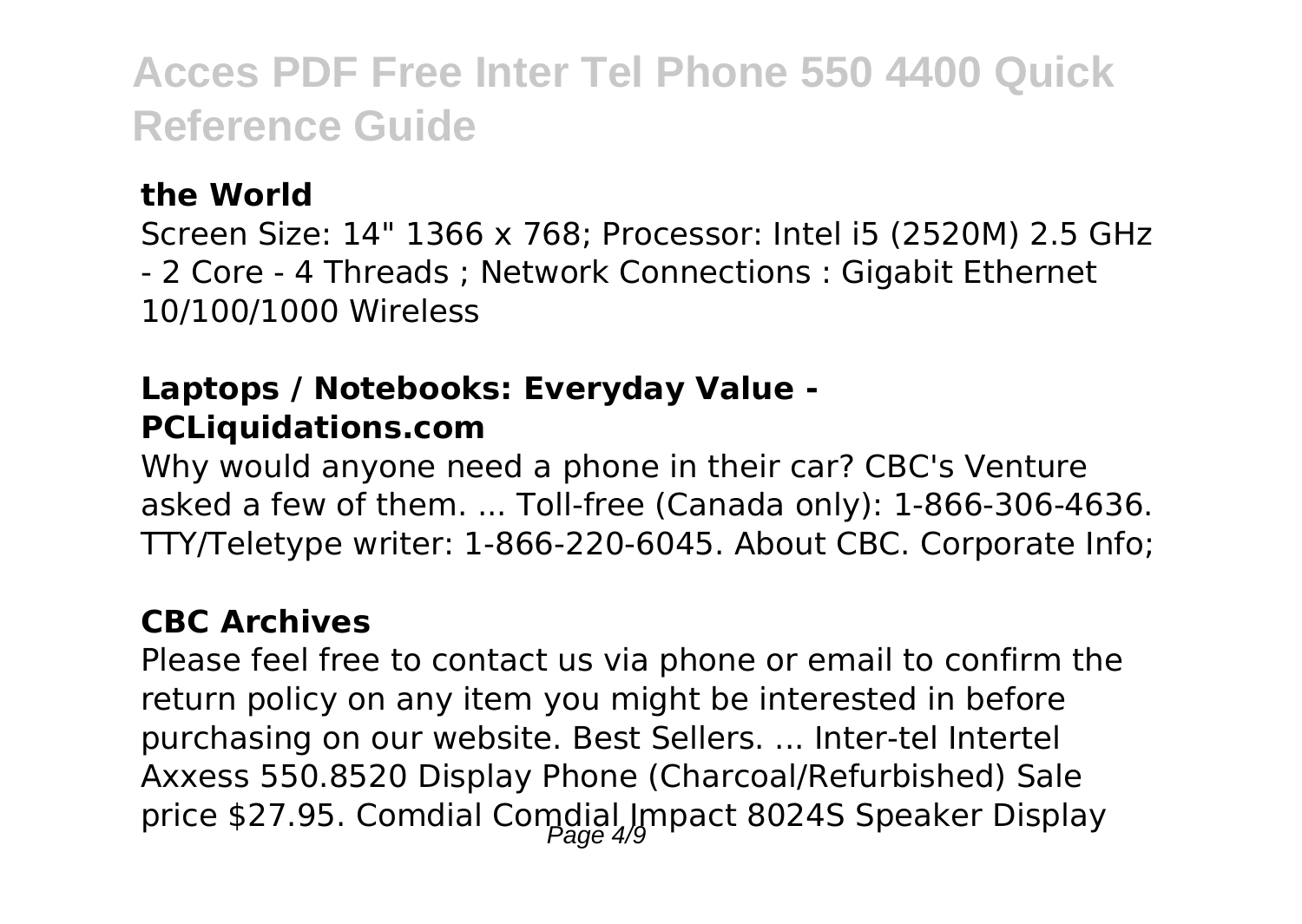**the World**

Screen Size: 14" 1366 x 768; Processor: Intel i5 (2520M) 2.5 GHz - 2 Core - 4 Threads ; Network Connections : Gigabit Ethernet 10/100/1000 Wireless

**Laptops / Notebooks: Everyday Value - PCLiquidations.com**

Why would anyone need a phone in their car? CBC's Venture asked a few of them. ... Toll-free (Canada only): 1-866-306-4636. TTY/Teletype writer: 1-866-220-6045. About CBC. Corporate Info;

**CBC Archives**

Please feel free to contact us via phone or email to confirm the return policy on any item you might be interested in before purchasing on our website. Best Sellers. ... Inter-tel Intertel Axxess 550.8520 Display Phone (Charcoal/Refurbished) Sale price $27.95. Comdial Comdial Impact 8024S Speaker Display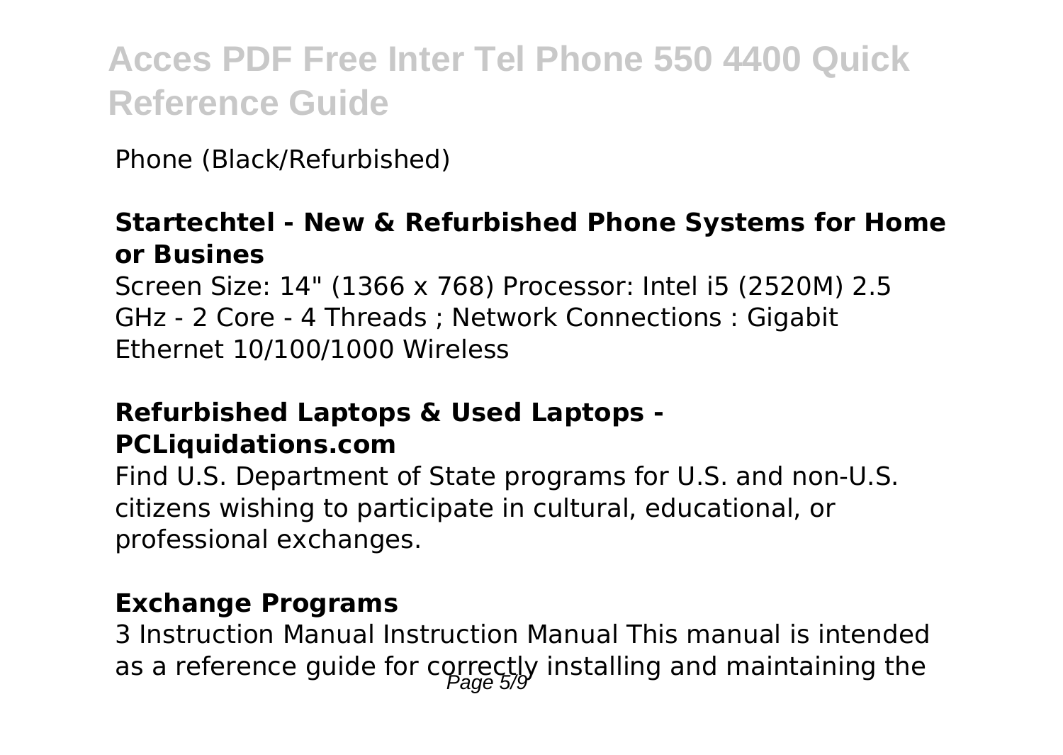Phone (Black/Refurbished)

**Startechtel - New & Refurbished Phone Systems for Home or Busines**

Screen Size: 14" (1366 x 768) Processor: Intel i5 (2520M) 2.5 GHz - 2 Core - 4 Threads ; Network Connections : Gigabit Ethernet 10/100/1000 Wireless

**Refurbished Laptops & Used Laptops - PCLiquidations.com**

Find U.S. Department of State programs for U.S. and non-U.S. citizens wishing to participate in cultural, educational, or professional exchanges.

**Exchange Programs**

3 Instruction Manual Instruction Manual This manual is intended as a reference guide for correctly installing and maintaining the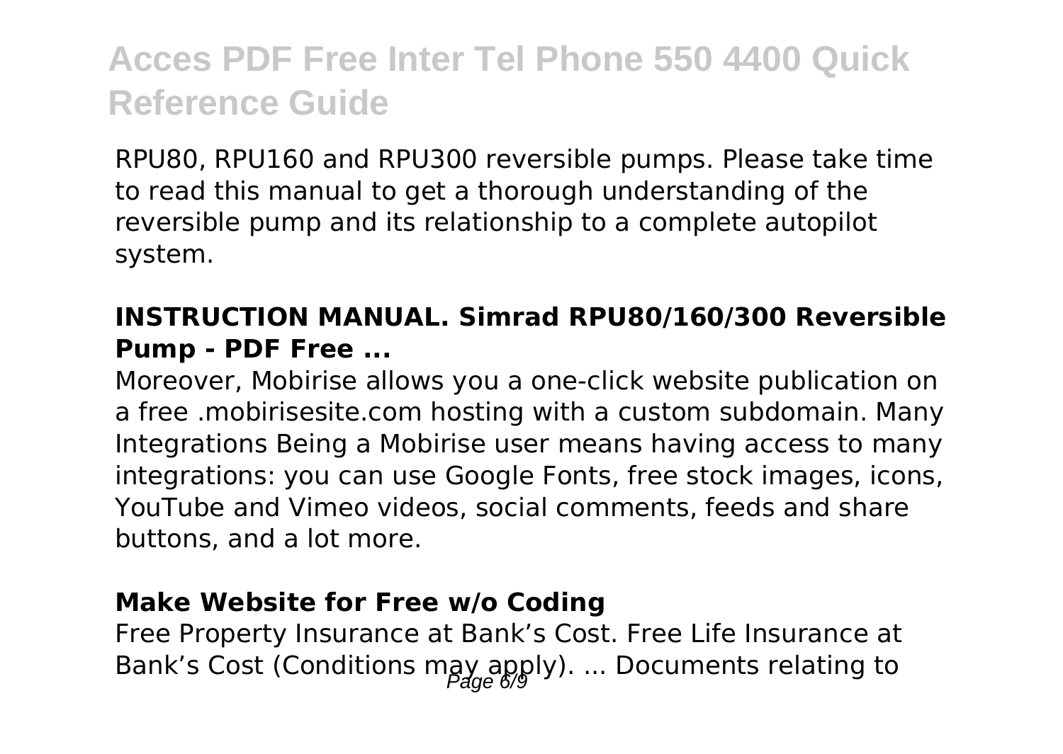RPU80, RPU160 and RPU300 reversible pumps. Please take time to read this manual to get a thorough understanding of the reversible pump and its relationship to a complete autopilot system.

### **INSTRUCTION MANUAL. Simrad RPU80/160/300 Reversible Pump - PDF Free ...**

Moreover, Mobirise allows you a one-click website publication on a free .mobirisesite.com hosting with a custom subdomain. Many Integrations Being a Mobirise user means having access to many integrations: you can use Google Fonts, free stock images, icons, YouTube and Vimeo videos, social comments, feeds and share buttons, and a lot more.

### **Make Website for Free w/o Coding**

Free Property Insurance at Bank's Cost. Free Life Insurance at Bank's Cost (Conditions may apply). ... Documents relating to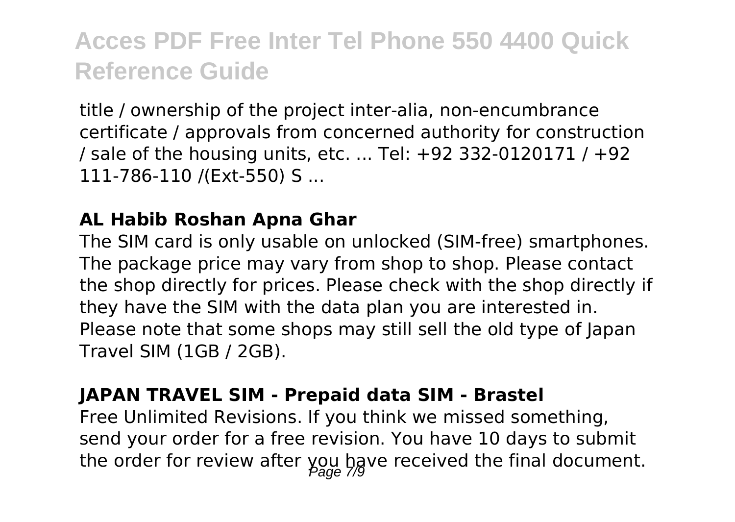title / ownership of the project inter-alia, non-encumbrance certificate / approvals from concerned authority for construction / sale of the housing units, etc. ... Tel: +92 332-0120171 / +92 111-786-110 /(Ext-550) S ...

**AL Habib Roshan Apna Ghar**

The SIM card is only usable on unlocked (SIM-free) smartphones. The package price may vary from shop to shop. Please contact the shop directly for prices. Please check with the shop directly if they have the SIM with the data plan you are interested in. Please note that some shops may still sell the old type of Japan Travel SIM (1GB / 2GB).

**JAPAN TRAVEL SIM - Prepaid data SIM - Brastel**

Free Unlimited Revisions. If you think we missed something, send your order for a free revision. You have 10 days to submit the order for review after you have received the final document.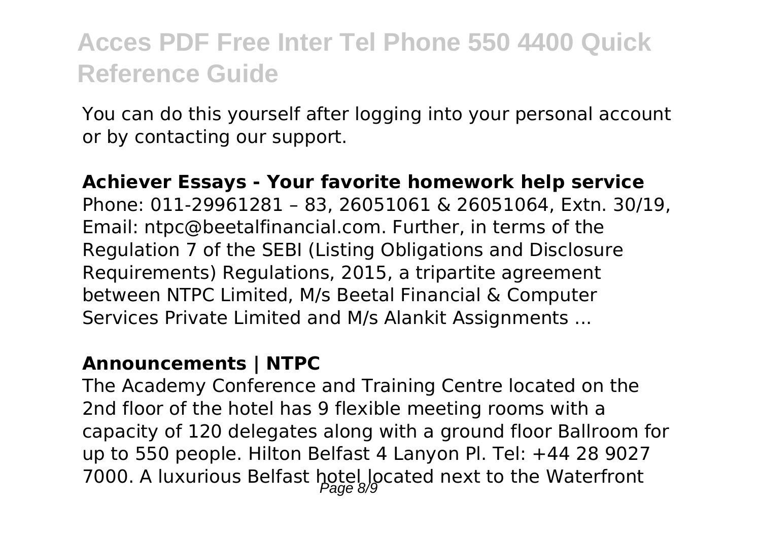You can do this yourself after logging into your personal account or by contacting our support.

**Achiever Essays - Your favorite homework help service**

Phone: 011-29961281 – 83, 26051061 & 26051064, Extn. 30/19, Email: ntpc@beetalfinancial.com. Further, in terms of the Regulation 7 of the SEBI (Listing Obligations and Disclosure Requirements) Regulations, 2015, a tripartite agreement between NTPC Limited, M/s Beetal Financial & Computer Services Private Limited and M/s Alankit Assignments ...

**Announcements | NTPC**

The Academy Conference and Training Centre located on the 2nd floor of the hotel has 9 flexible meeting rooms with a capacity of 120 delegates along with a ground floor Ballroom for up to 550 people. Hilton Belfast 4 Lanyon Pl. Tel: +44 28 9027 7000. A luxurious Belfast hotel located next to the Waterfront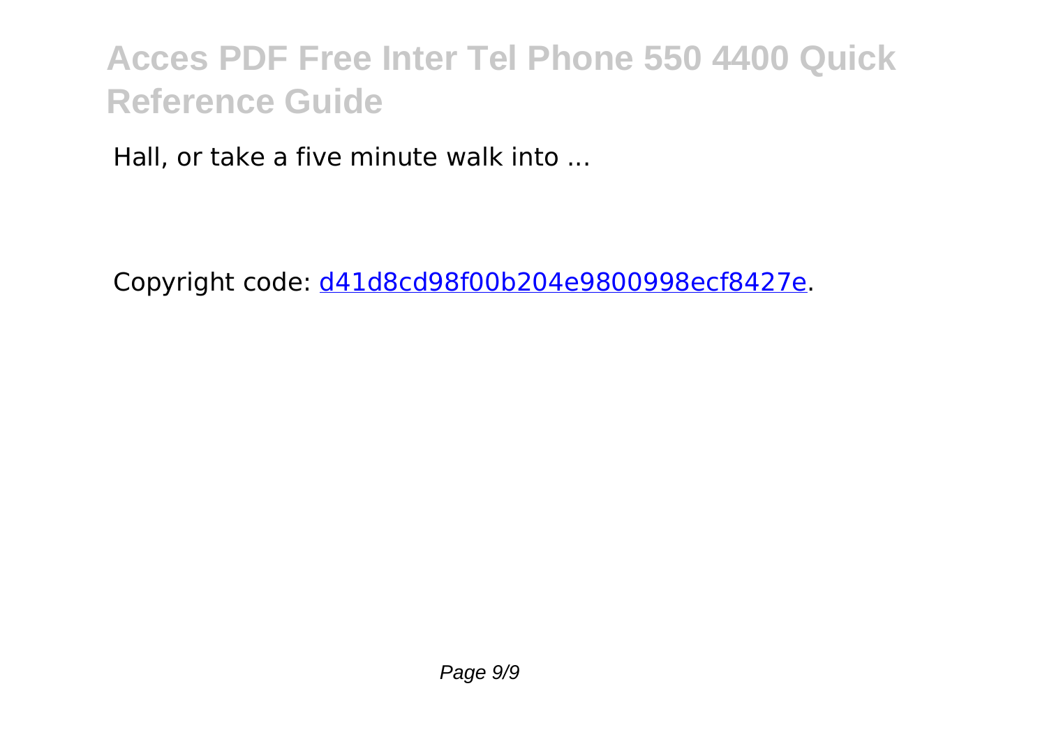Hall, or take a five minute walk into ...

Copyright code: [d41d8cd98f00b204e9800998ecf8427e](d41d8cd98f00b204e9800998ecf8427e).